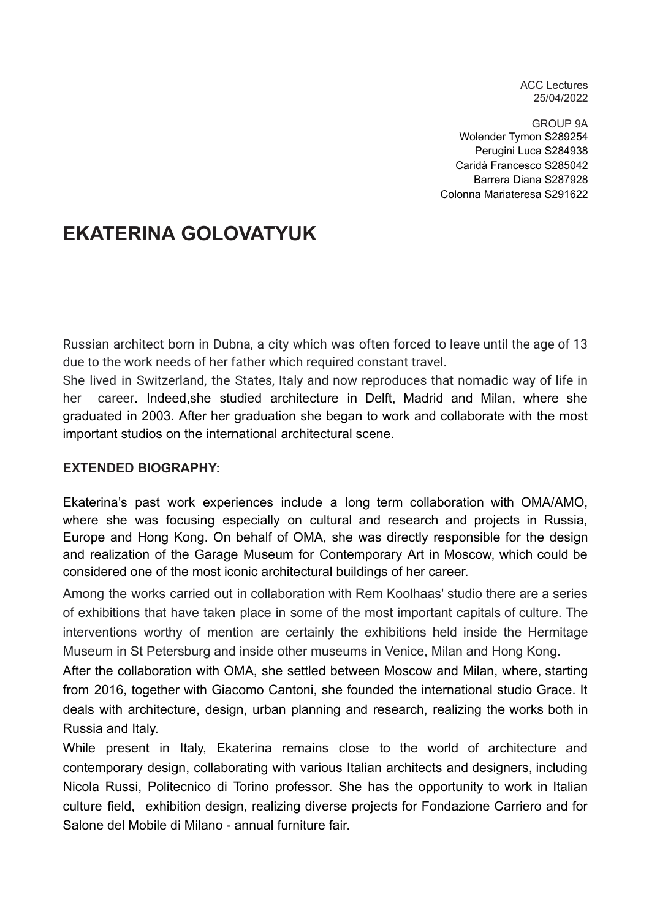ACC Lectures
25/04/2022

GROUP 9A
Wolender Tymon S289254
Perugini Luca S284938
Caridà Francesco S285042
Barrera Diana S287928
Colonna Mariateresa S291622

# EKATERINA GOLOVATYUK

Russian architect born in Dubna, a city which was often forced to leave until the age of 13 due to the work needs of her father which required constant travel.
She lived in Switzerland, the States, Italy and now reproduces that nomadic way of life in her career. Indeed,she studied architecture in Delft, Madrid and Milan, where she graduated in 2003. After her graduation she began to work and collaborate with the most important studios on the international architectural scene.

**EXTENDED BIOGRAPHY:**

Ekaterina's past work experiences include a long term collaboration with OMA/AMO, where she was focusing especially on cultural and research and projects in Russia, Europe and Hong Kong. On behalf of OMA, she was directly responsible for the design and realization of the Garage Museum for Contemporary Art in Moscow, which could be considered one of the most iconic architectural buildings of her career.

Among the works carried out in collaboration with Rem Koolhaas' studio there are a series of exhibitions that have taken place in some of the most important capitals of culture. The interventions worthy of mention are certainly the exhibitions held inside the Hermitage Museum in St Petersburg and inside other museums in Venice, Milan and Hong Kong.
After the collaboration with OMA, she settled between Moscow and Milan, where, starting from 2016, together with Giacomo Cantoni, she founded the international studio Grace. It deals with architecture, design, urban planning and research, realizing the works both in Russia and Italy.
While present in Italy, Ekaterina remains close to the world of architecture and contemporary design, collaborating with various Italian architects and designers, including Nicola Russi, Politecnico di Torino professor. She has the opportunity to work in Italian culture field, exhibition design, realizing diverse projects for Fondazione Carriero and for Salone del Mobile di Milano - annual furniture fair.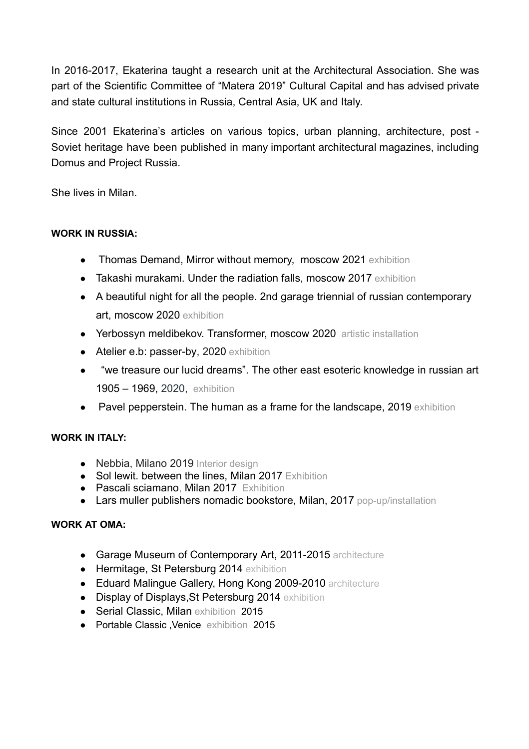In 2016-2017, Ekaterina taught a research unit at the Architectural Association. She was part of the Scientific Committee of “Matera 2019” Cultural Capital and has advised private and state cultural institutions in Russia, Central Asia, UK and Italy.

Since 2001 Ekaterina’s articles on various topics, urban planning, architecture, post - Soviet heritage have been published in many important architectural magazines, including Domus and Project Russia.

She lives in Milan.

**WORK IN RUSSIA:**

- Thomas Demand, Mirror without memory, moscow 2021 exhibition
- Takashi murakami. Under the radiation falls, moscow 2017 exhibition
- A beautiful night for all the people. 2nd garage triennial of russian contemporary art, moscow 2020 exhibition
- Yerbossyn meldibekov. Transformer, moscow 2020 artistic installation
- Atelier e.b: passer-by, 2020 exhibition
- “we treasure our lucid dreams”. The other east esoteric knowledge in russian art 1905 – 1969, 2020, exhibition
- Pavel pepperstein. The human as a frame for the landscape, 2019 exhibition

**WORK IN ITALY:**

- Nebbia, Milano 2019 Interior design
- Sol lewit. between the lines, Milan 2017 Exhibition
- Pascali sciamano, Milan 2017 Exhibition
- Lars muller publishers nomadic bookstore, Milan, 2017 pop-up/installation

**WORK AT OMA:**

- Garage Museum of Contemporary Art, 2011-2015 architecture
- Hermitage, St Petersburg 2014 exhibition
- Eduard Malingue Gallery, Hong Kong 2009-2010 architecture
- Display of Displays,St Petersburg 2014 exhibition
- Serial Classic, Milan exhibition 2015
- Portable Classic ,Venice exhibition 2015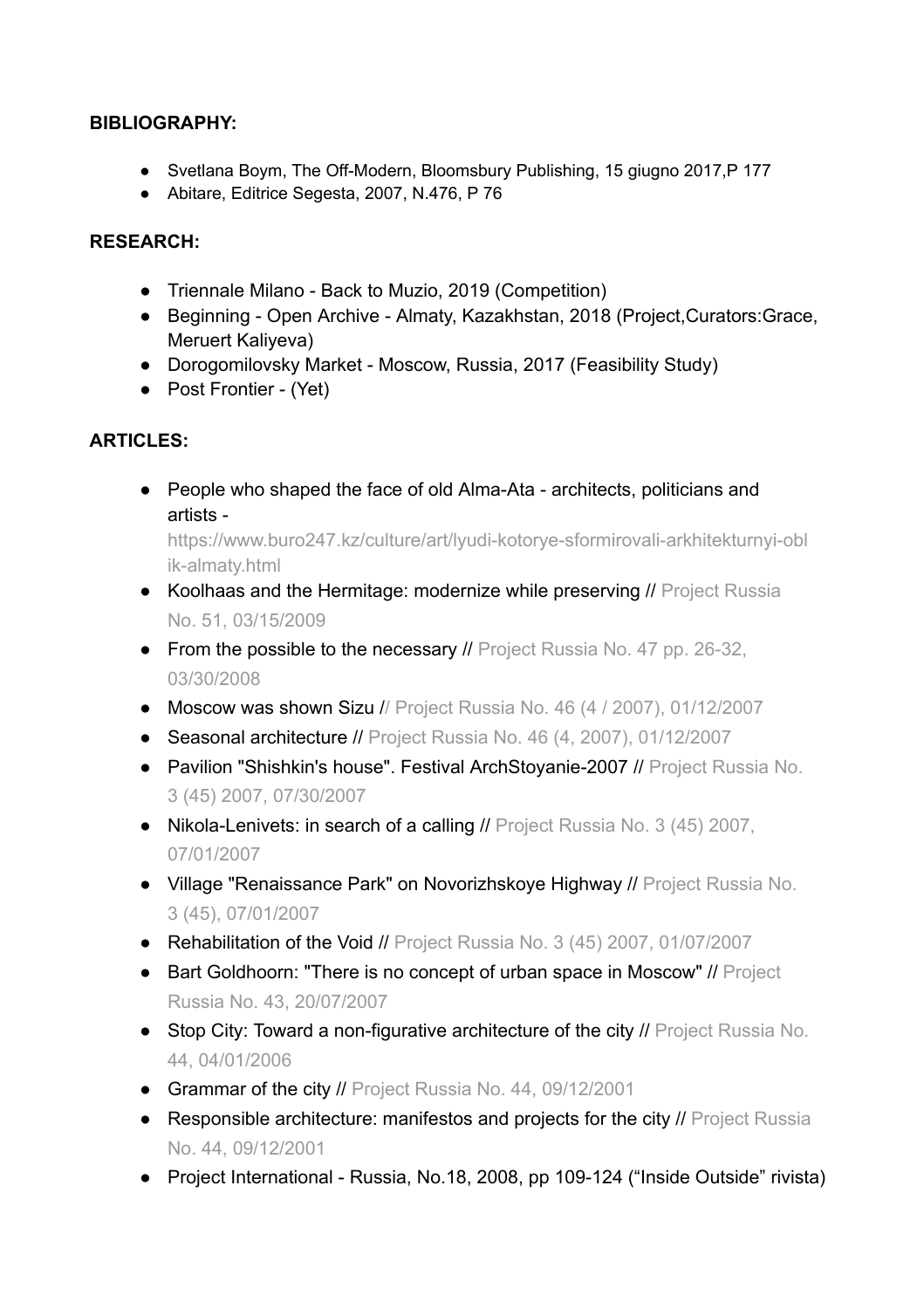**BIBLIOGRAPHY:**

- Svetlana Boym, The Off-Modern, Bloomsbury Publishing, 15 giugno 2017,P 177
- Abitare, Editrice Segesta, 2007, N.476, P 76

**RESEARCH:**

- Triennale Milano - Back to Muzio, 2019 (Competition)
- Beginning - Open Archive - Almaty, Kazakhstan, 2018 (Project,Curators:Grace, Meruert Kaliyeva)
- Dorogomilovsky Market - Moscow, Russia, 2017 (Feasibility Study)
- Post Frontier - (Yet)

**ARTICLES:**

- People who shaped the face of old Alma-Ata - architects, politicians and artists - https://www.buro247.kz/culture/art/lyudi-kotorye-sformirovali-arkhitekturnyi-oblik-almaty.html
- Koolhaas and the Hermitage: modernize while preserving // Project Russia No. 51, 03/15/2009
- From the possible to the necessary // Project Russia No. 47 pp. 26-32, 03/30/2008
- Moscow was shown Sizu // Project Russia No. 46 (4 / 2007), 01/12/2007
- Seasonal architecture // Project Russia No. 46 (4, 2007), 01/12/2007
- Pavilion "Shishkin's house". Festival ArchStoyanie-2007 // Project Russia No. 3 (45) 2007, 07/30/2007
- Nikola-Lenivets: in search of a calling // Project Russia No. 3 (45) 2007, 07/01/2007
- Village "Renaissance Park" on Novorizhskoye Highway // Project Russia No. 3 (45), 07/01/2007
- Rehabilitation of the Void // Project Russia No. 3 (45) 2007, 01/07/2007
- Bart Goldhoorn: "There is no concept of urban space in Moscow" // Project Russia No. 43, 20/07/2007
- Stop City: Toward a non-figurative architecture of the city // Project Russia No. 44, 04/01/2006
- Grammar of the city // Project Russia No. 44, 09/12/2001
- Responsible architecture: manifestos and projects for the city // Project Russia No. 44, 09/12/2001
- Project International - Russia, No.18, 2008, pp 109-124 ("Inside Outside" rivista)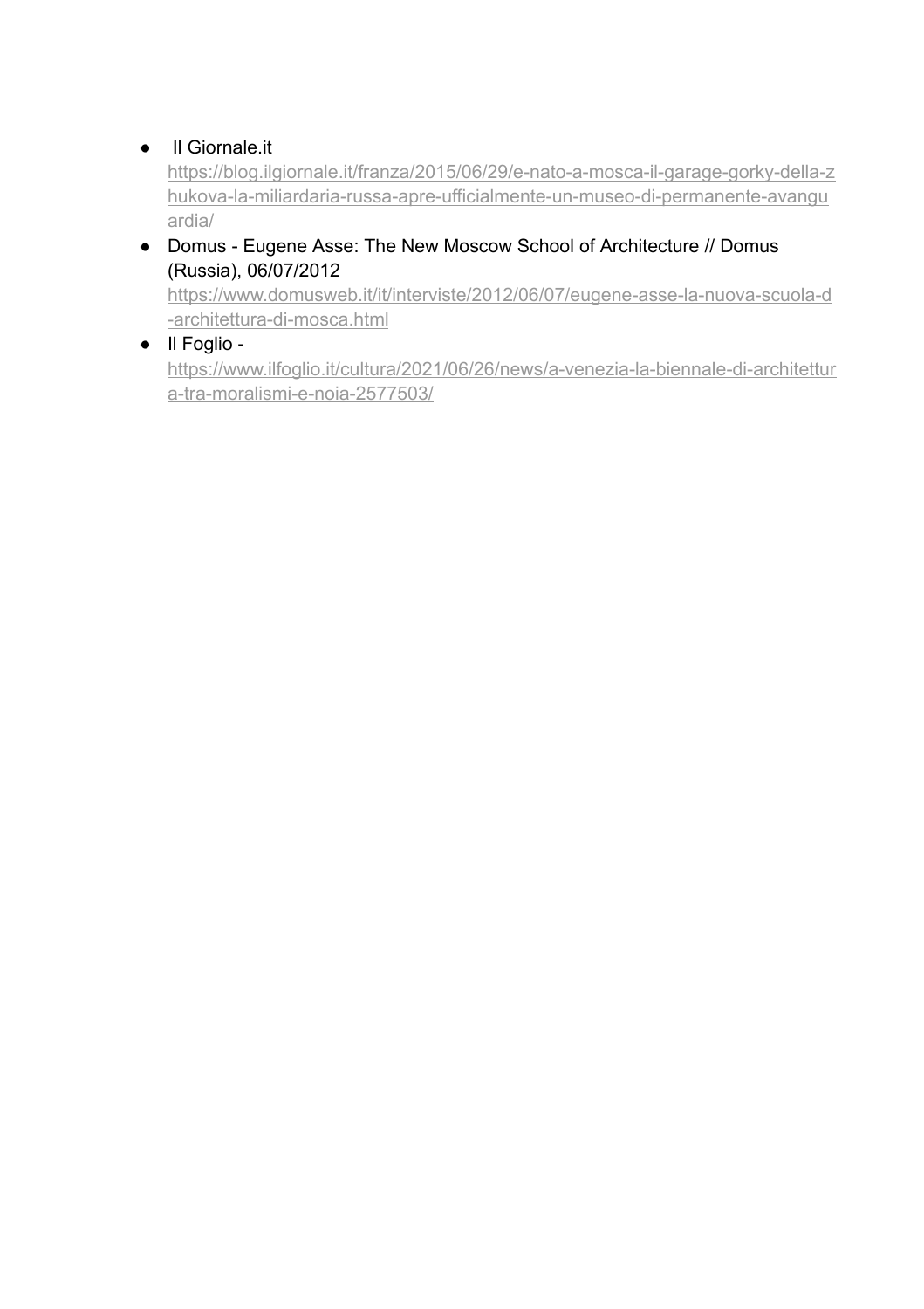- Il Giornale.it
  https://blog.ilgiornale.it/franza/2015/06/29/e-nato-a-mosca-il-garage-gorky-della-zhukova-la-miliardaria-russa-apre-ufficialmente-un-museo-di-permanente-avanguardia/
- Domus - Eugene Asse: The New Moscow School of Architecture // Domus (Russia), 06/07/2012
  https://www.domusweb.it/it/interviste/2012/06/07/eugene-asse-la-nuova-scuola-d-architettura-di-mosca.html
- Il Foglio -
  https://www.ilfoglio.it/cultura/2021/06/26/news/a-venezia-la-biennale-di-architettura-tra-moralismi-e-noia-2577503/